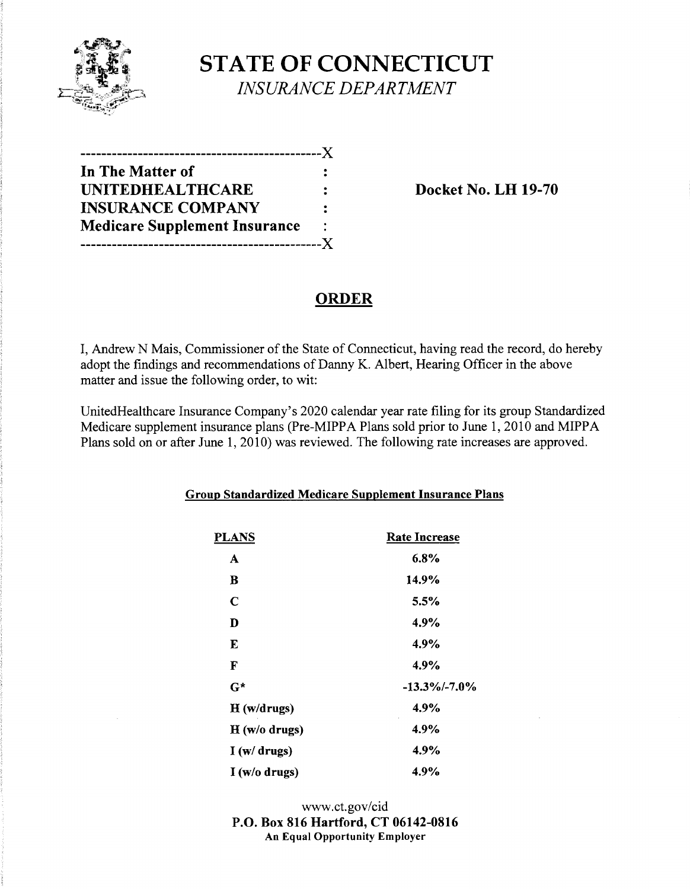# STATE OF CONNECTICUT

*INSURANCE DEPARTMENT*

---------------------------------------------X

**In The Matter of :**
**UNITEDHEALTHCARE :**
**INSURANCE COMPANY :**
**Medicare Supplement Insurance :**

---------------------------------------------X

**Docket No. LH 19-70**

## ORDER

I, Andrew N Mais, Commissioner of the State of Connecticut, having read the record, do hereby adopt the findings and recommendations of Danny K. Albert, Hearing Officer in the above matter and issue the following order, to wit:

UnitedHealthcare Insurance Company's 2020 calendar year rate filing for its group Standardized Medicare supplement insurance plans (Pre-MIPPA Plans sold prior to June 1, 2010 and MIPPA Plans sold on or after June 1, 2010) was reviewed. The following rate increases are approved.

**Group Standardized Medicare Supplement Insurance Plans**

| PLANS | Rate Increase |
|---|---|
| A | 6.8% |
| B | 14.9% |
| C | 5.5% |
| D | 4.9% |
| E | 4.9% |
| F | 4.9% |
| G* | -13.3%/-7.0% |
| H (w/drugs) | 4.9% |
| H (w/o drugs) | 4.9% |
| I (w/ drugs) | 4.9% |
| I (w/o drugs) | 4.9% |

www.ct.gov/cid
P.O. Box 816 Hartford, CT 06142-0816
An Equal Opportunity Employer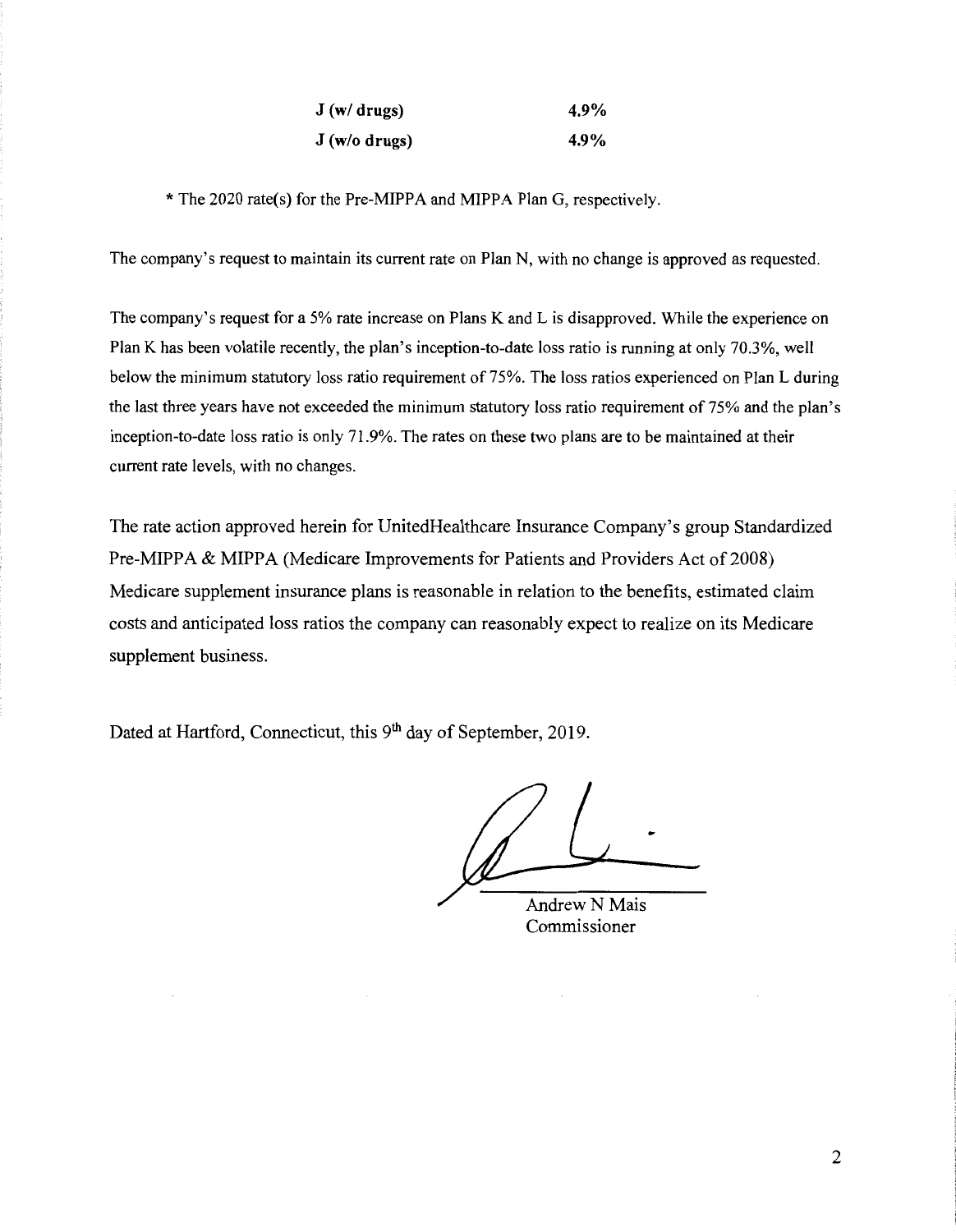| | |
|---|---|
| **J (w/ drugs)** | **4.9%** |
| **J (w/o drugs)** | **4.9%** |

* The 2020 rate(s) for the Pre-MIPPA and MIPPA Plan G, respectively.

The company's request to maintain its current rate on Plan N, with no change is approved as requested.

The company's request for a 5% rate increase on Plans K and L is disapproved. While the experience on Plan K has been volatile recently, the plan's inception-to-date loss ratio is running at only 70.3%, well below the minimum statutory loss ratio requirement of 75%. The loss ratios experienced on Plan L during the last three years have not exceeded the minimum statutory loss ratio requirement of 75% and the plan's inception-to-date loss ratio is only 71.9%. The rates on these two plans are to be maintained at their current rate levels, with no changes.

The rate action approved herein for UnitedHealthcare Insurance Company's group Standardized Pre-MIPPA & MIPPA (Medicare Improvements for Patients and Providers Act of 2008) Medicare supplement insurance plans is reasonable in relation to the benefits, estimated claim costs and anticipated loss ratios the company can reasonably expect to realize on its Medicare supplement business.

Dated at Hartford, Connecticut, this 9th day of September, 2019.

Andrew N Mais
Commissioner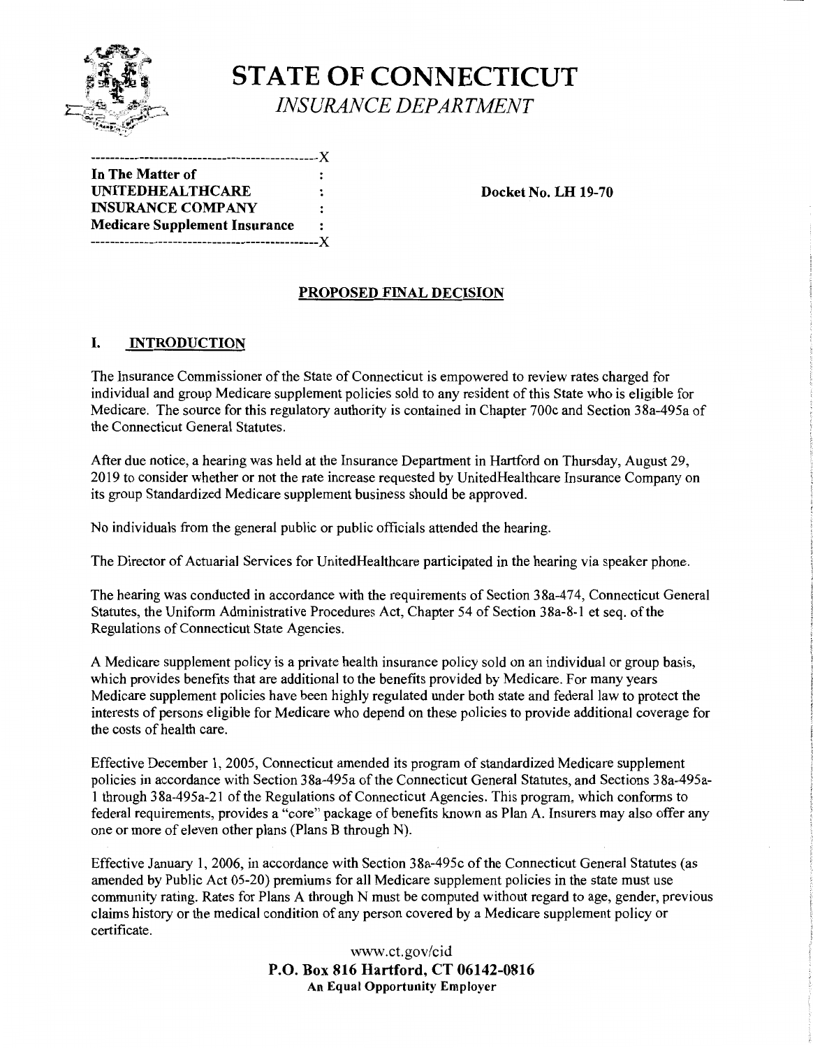# STATE OF CONNECTICUT

*INSURANCE DEPARTMENT*

| | | |
|---|---|---|
| In The Matter of | : | |
| UNITEDHEALTHCARE | : | Docket No. LH 19-70 |
| INSURANCE COMPANY | : | |
| Medicare Supplement Insurance | : | |

## PROPOSED FINAL DECISION

## I. INTRODUCTION

The Insurance Commissioner of the State of Connecticut is empowered to review rates charged for individual and group Medicare supplement policies sold to any resident of this State who is eligible for Medicare. The source for this regulatory authority is contained in Chapter 700c and Section 38a-495a of the Connecticut General Statutes.

After due notice, a hearing was held at the Insurance Department in Hartford on Thursday, August 29, 2019 to consider whether or not the rate increase requested by UnitedHealthcare Insurance Company on its group Standardized Medicare supplement business should be approved.

No individuals from the general public or public officials attended the hearing.

The Director of Actuarial Services for UnitedHealthcare participated in the hearing via speaker phone.

The hearing was conducted in accordance with the requirements of Section 38a-474, Connecticut General Statutes, the Uniform Administrative Procedures Act, Chapter 54 of Section 38a-8-1 et seq. of the Regulations of Connecticut State Agencies.

A Medicare supplement policy is a private health insurance policy sold on an individual or group basis, which provides benefits that are additional to the benefits provided by Medicare. For many years Medicare supplement policies have been highly regulated under both state and federal law to protect the interests of persons eligible for Medicare who depend on these policies to provide additional coverage for the costs of health care.

Effective December 1, 2005, Connecticut amended its program of standardized Medicare supplement policies in accordance with Section 38a-495a of the Connecticut General Statutes, and Sections 38a-495a-1 through 38a-495a-21 of the Regulations of Connecticut Agencies. This program, which conforms to federal requirements, provides a "core" package of benefits known as Plan A. Insurers may also offer any one or more of eleven other plans (Plans B through N).

Effective January 1, 2006, in accordance with Section 38a-495c of the Connecticut General Statutes (as amended by Public Act 05-20) premiums for all Medicare supplement policies in the state must use community rating. Rates for Plans A through N must be computed without regard to age, gender, previous claims history or the medical condition of any person covered by a Medicare supplement policy or certificate.

www.ct.gov/cid
P.O. Box 816 Hartford, CT 06142-0816
An Equal Opportunity Employer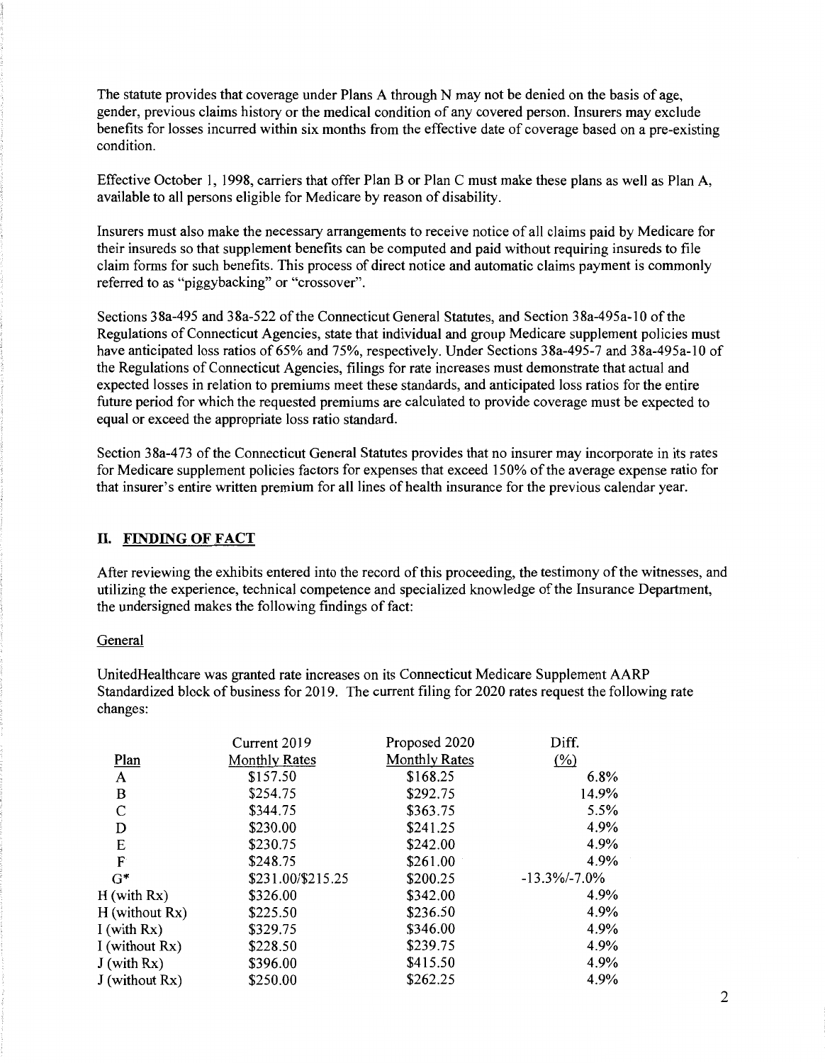The statute provides that coverage under Plans A through N may not be denied on the basis of age, gender, previous claims history or the medical condition of any covered person. Insurers may exclude benefits for losses incurred within six months from the effective date of coverage based on a pre-existing condition.

Effective October 1, 1998, carriers that offer Plan B or Plan C must make these plans as well as Plan A, available to all persons eligible for Medicare by reason of disability.

Insurers must also make the necessary arrangements to receive notice of all claims paid by Medicare for their insureds so that supplement benefits can be computed and paid without requiring insureds to file claim forms for such benefits. This process of direct notice and automatic claims payment is commonly referred to as "piggybacking" or "crossover".

Sections 38a-495 and 38a-522 of the Connecticut General Statutes, and Section 38a-495a-10 of the Regulations of Connecticut Agencies, state that individual and group Medicare supplement policies must have anticipated loss ratios of 65% and 75%, respectively. Under Sections 38a-495-7 and 38a-495a-10 of the Regulations of Connecticut Agencies, filings for rate increases must demonstrate that actual and expected losses in relation to premiums meet these standards, and anticipated loss ratios for the entire future period for which the requested premiums are calculated to provide coverage must be expected to equal or exceed the appropriate loss ratio standard.

Section 38a-473 of the Connecticut General Statutes provides that no insurer may incorporate in its rates for Medicare supplement policies factors for expenses that exceed 150% of the average expense ratio for that insurer's entire written premium for all lines of health insurance for the previous calendar year.

## II. FINDING OF FACT

After reviewing the exhibits entered into the record of this proceeding, the testimony of the witnesses, and utilizing the experience, technical competence and specialized knowledge of the Insurance Department, the undersigned makes the following findings of fact:

General

UnitedHealthcare was granted rate increases on its Connecticut Medicare Supplement AARP Standardized block of business for 2019. The current filing for 2020 rates request the following rate changes:

| Plan | Current 2019 Monthly Rates | Proposed 2020 Monthly Rates | Diff. (%) |
|---|---|---|---|
| A | $157.50 | $168.25 | 6.8% |
| B | $254.75 | $292.75 | 14.9% |
| C | $344.75 | $363.75 | 5.5% |
| D | $230.00 | $241.25 | 4.9% |
| E | $230.75 | $242.00 | 4.9% |
| F | $248.75 | $261.00 | 4.9% |
| G* | $231.00/$215.25 | $200.25 | -13.3%/-7.0% |
| H (with Rx) | $326.00 | $342.00 | 4.9% |
| H (without Rx) | $225.50 | $236.50 | 4.9% |
| I (with Rx) | $329.75 | $346.00 | 4.9% |
| I (without Rx) | $228.50 | $239.75 | 4.9% |
| J (with Rx) | $396.00 | $415.50 | 4.9% |
| J (without Rx) | $250.00 | $262.25 | 4.9% |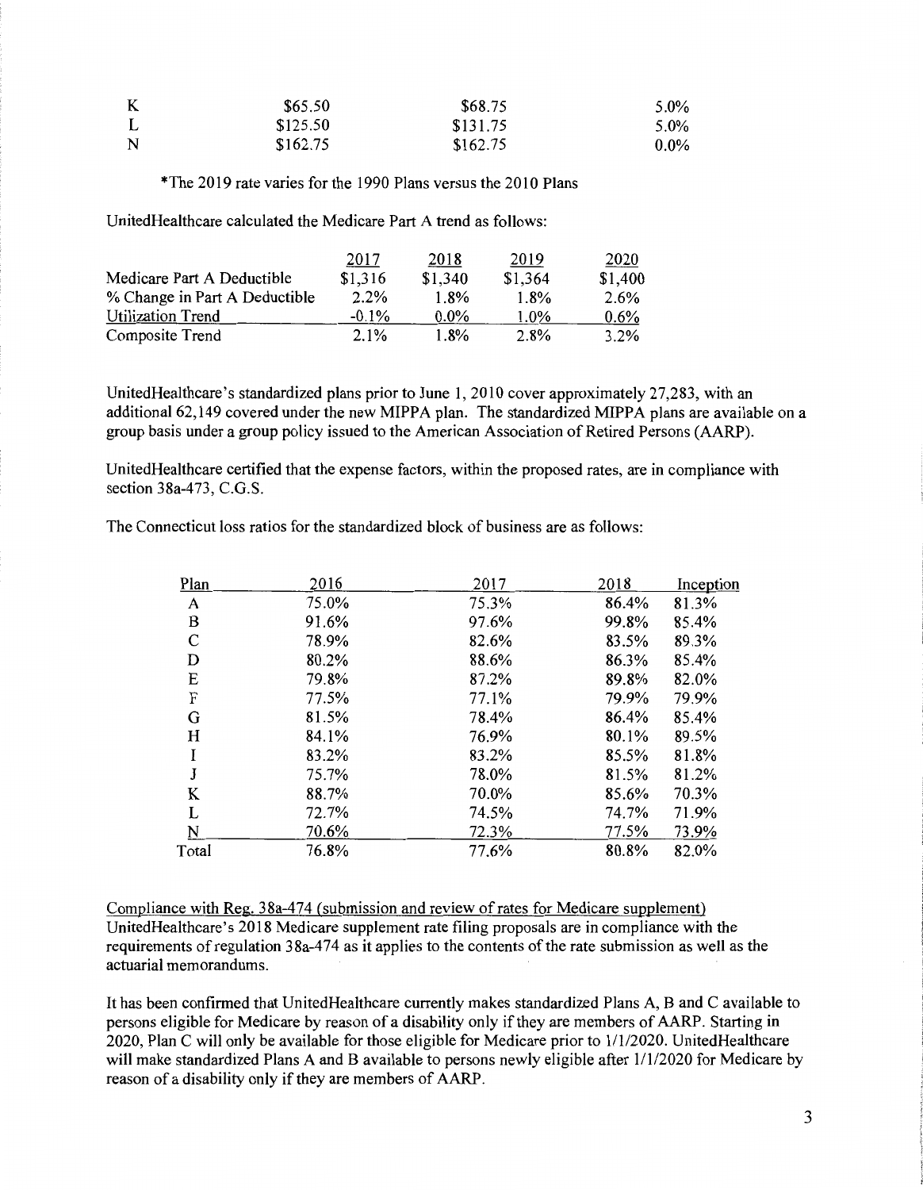| | | | |
|---|---|---|---|
| K | $65.50 | $68.75 | 5.0% |
| L | $125.50 | $131.75 | 5.0% |
| N | $162.75 | $162.75 | 0.0% |

*The 2019 rate varies for the 1990 Plans versus the 2010 Plans

UnitedHealthcare calculated the Medicare Part A trend as follows:

| | 2017 | 2018 | 2019 | 2020 |
|---|---|---|---|---|
| Medicare Part A Deductible | $1,316 | $1,340 | $1,364 | $1,400 |
| % Change in Part A Deductible | 2.2% | 1.8% | 1.8% | 2.6% |
| Utilization Trend | -0.1% | 0.0% | 1.0% | 0.6% |
| Composite Trend | 2.1% | 1.8% | 2.8% | 3.2% |

UnitedHealthcare's standardized plans prior to June 1, 2010 cover approximately 27,283, with an additional 62,149 covered under the new MIPPA plan. The standardized MIPPA plans are available on a group basis under a group policy issued to the American Association of Retired Persons (AARP).

UnitedHealthcare certified that the expense factors, within the proposed rates, are in compliance with section 38a-473, C.G.S.

The Connecticut loss ratios for the standardized block of business are as follows:

| Plan | 2016 | 2017 | 2018 | Inception |
|---|---|---|---|---|
| A | 75.0% | 75.3% | 86.4% | 81.3% |
| B | 91.6% | 97.6% | 99.8% | 85.4% |
| C | 78.9% | 82.6% | 83.5% | 89.3% |
| D | 80.2% | 88.6% | 86.3% | 85.4% |
| E | 79.8% | 87.2% | 89.8% | 82.0% |
| F | 77.5% | 77.1% | 79.9% | 79.9% |
| G | 81.5% | 78.4% | 86.4% | 85.4% |
| H | 84.1% | 76.9% | 80.1% | 89.5% |
| I | 83.2% | 83.2% | 85.5% | 81.8% |
| J | 75.7% | 78.0% | 81.5% | 81.2% |
| K | 88.7% | 70.0% | 85.6% | 70.3% |
| L | 72.7% | 74.5% | 74.7% | 71.9% |
| N | 70.6% | 72.3% | 77.5% | 73.9% |
| Total | 76.8% | 77.6% | 80.8% | 82.0% |

Compliance with Reg. 38a-474 (submission and review of rates for Medicare supplement)

UnitedHealthcare's 2018 Medicare supplement rate filing proposals are in compliance with the requirements of regulation 38a-474 as it applies to the contents of the rate submission as well as the actuarial memorandums.

It has been confirmed that UnitedHealthcare currently makes standardized Plans A, B and C available to persons eligible for Medicare by reason of a disability only if they are members of AARP. Starting in 2020, Plan C will only be available for those eligible for Medicare prior to 1/1/2020. UnitedHealthcare will make standardized Plans A and B available to persons newly eligible after 1/1/2020 for Medicare by reason of a disability only if they are members of AARP.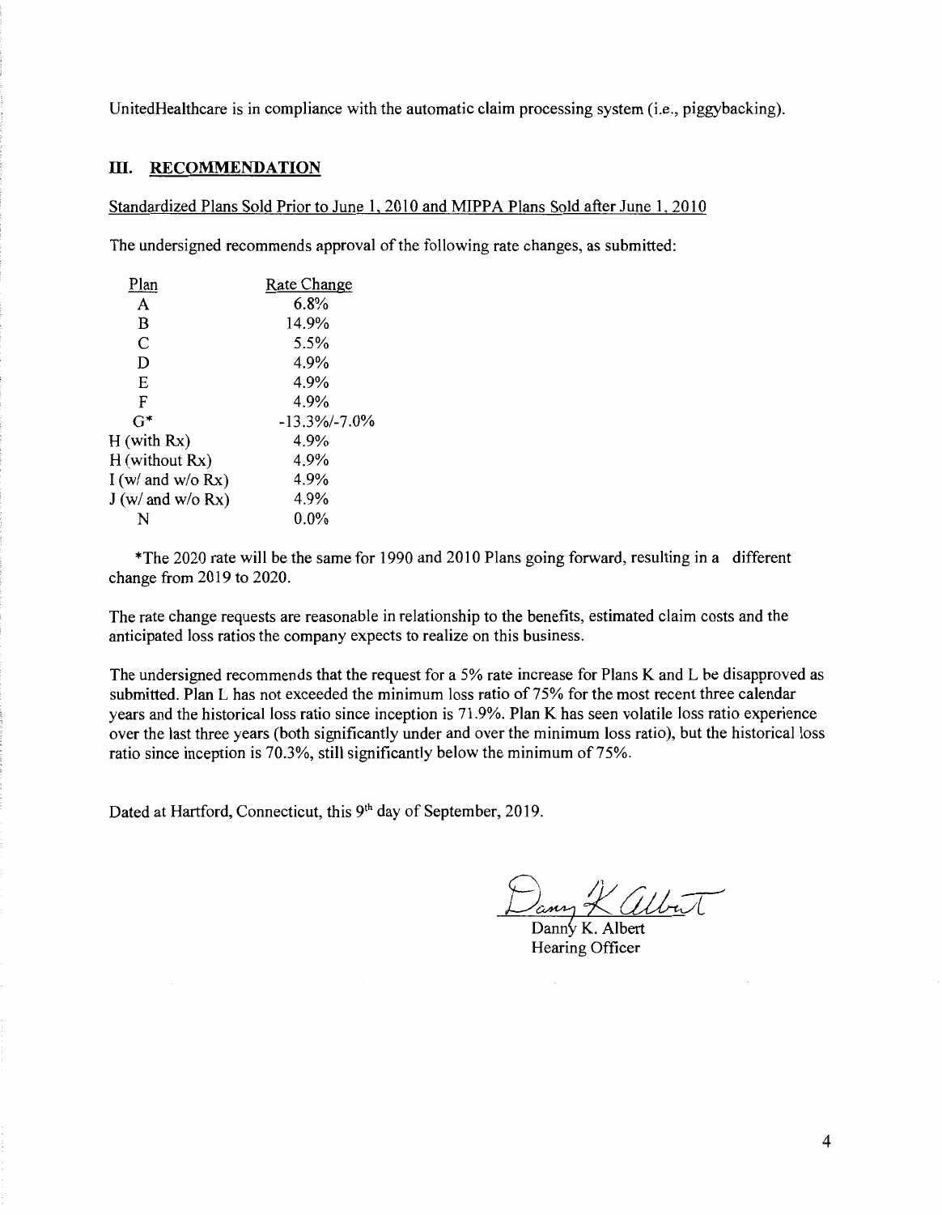UnitedHealthcare is in compliance with the automatic claim processing system (i.e., piggybacking).

## III. RECOMMENDATION

Standardized Plans Sold Prior to June 1, 2010 and MIPPA Plans Sold after June 1, 2010

The undersigned recommends approval of the following rate changes, as submitted:

| Plan | Rate Change |
|---|---|
| A | 6.8% |
| B | 14.9% |
| C | 5.5% |
| D | 4.9% |
| E | 4.9% |
| F | 4.9% |
| G* | -13.3%/-7.0% |
| H (with Rx) | 4.9% |
| H (without Rx) | 4.9% |
| I (w/ and w/o Rx) | 4.9% |
| J (w/ and w/o Rx) | 4.9% |
| N | 0.0% |

*The 2020 rate will be the same for 1990 and 2010 Plans going forward, resulting in a different change from 2019 to 2020.

The rate change requests are reasonable in relationship to the benefits, estimated claim costs and the anticipated loss ratios the company expects to realize on this business.

The undersigned recommends that the request for a 5% rate increase for Plans K and L be disapproved as submitted. Plan L has not exceeded the minimum loss ratio of 75% for the most recent three calendar years and the historical loss ratio since inception is 71.9%. Plan K has seen volatile loss ratio experience over the last three years (both significantly under and over the minimum loss ratio), but the historical loss ratio since inception is 70.3%, still significantly below the minimum of 75%.

Dated at Hartford, Connecticut, this 9th day of September, 2019.

Danny K. Albert
Hearing Officer